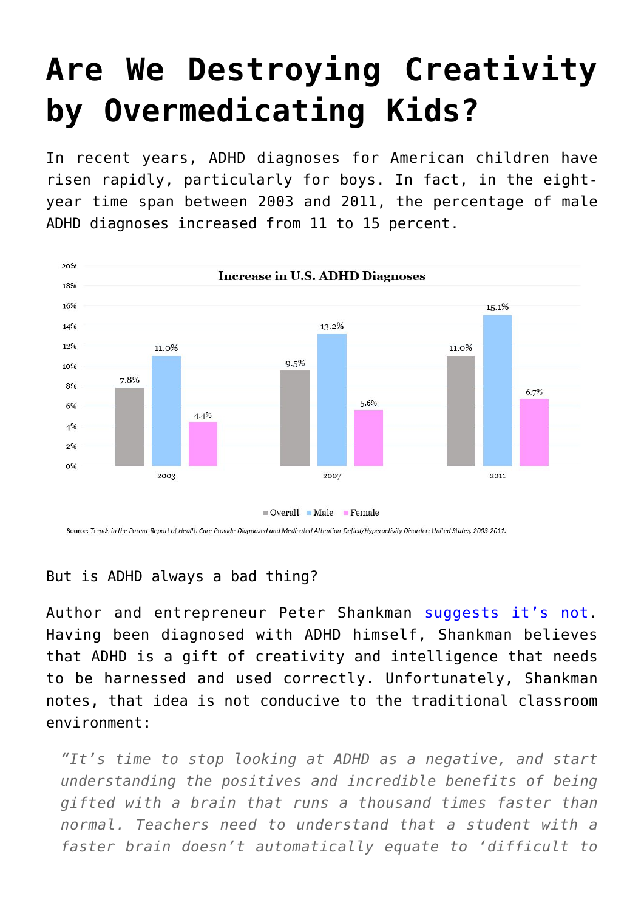# Are We Destroying Creativity by Overmedicating Kids?

In recent years, ADHD diagnoses for American children have risen rapidly, particularly for boys. In fact, in the eight-year time span between 2003 and 2011, the percentage of male ADHD diagnoses increased from 11 to 15 percent.

**Increase in U.S. ADHD Diagnoses**

| | Overall | Male | Female |
|---|---|---|---|
| 2003 | 7.8% | 11.0% | 4.4% |
| 2007 | 9.5% | 13.2% | 5.6% |
| 2011 | 11.0% | 15.1% | 6.7% |

**Source:** *Trends in the Parent-Report of Health Care Provide-Diagnosed and Medicated Attention-Deficit/Hyperactivity Disorder: United States, 2003-2011.*

But is ADHD always a bad thing?

Author and entrepreneur Peter Shankman suggests it's not. Having been diagnosed with ADHD himself, Shankman believes that ADHD is a gift of creativity and intelligence that needs to be harnessed and used correctly. Unfortunately, Shankman notes, that idea is not conducive to the traditional classroom environment:

> *"It's time to stop looking at ADHD as a negative, and start understanding the positives and incredible benefits of being gifted with a brain that runs a thousand times faster than normal. Teachers need to understand that a student with a faster brain doesn't automatically equate to 'difficult to*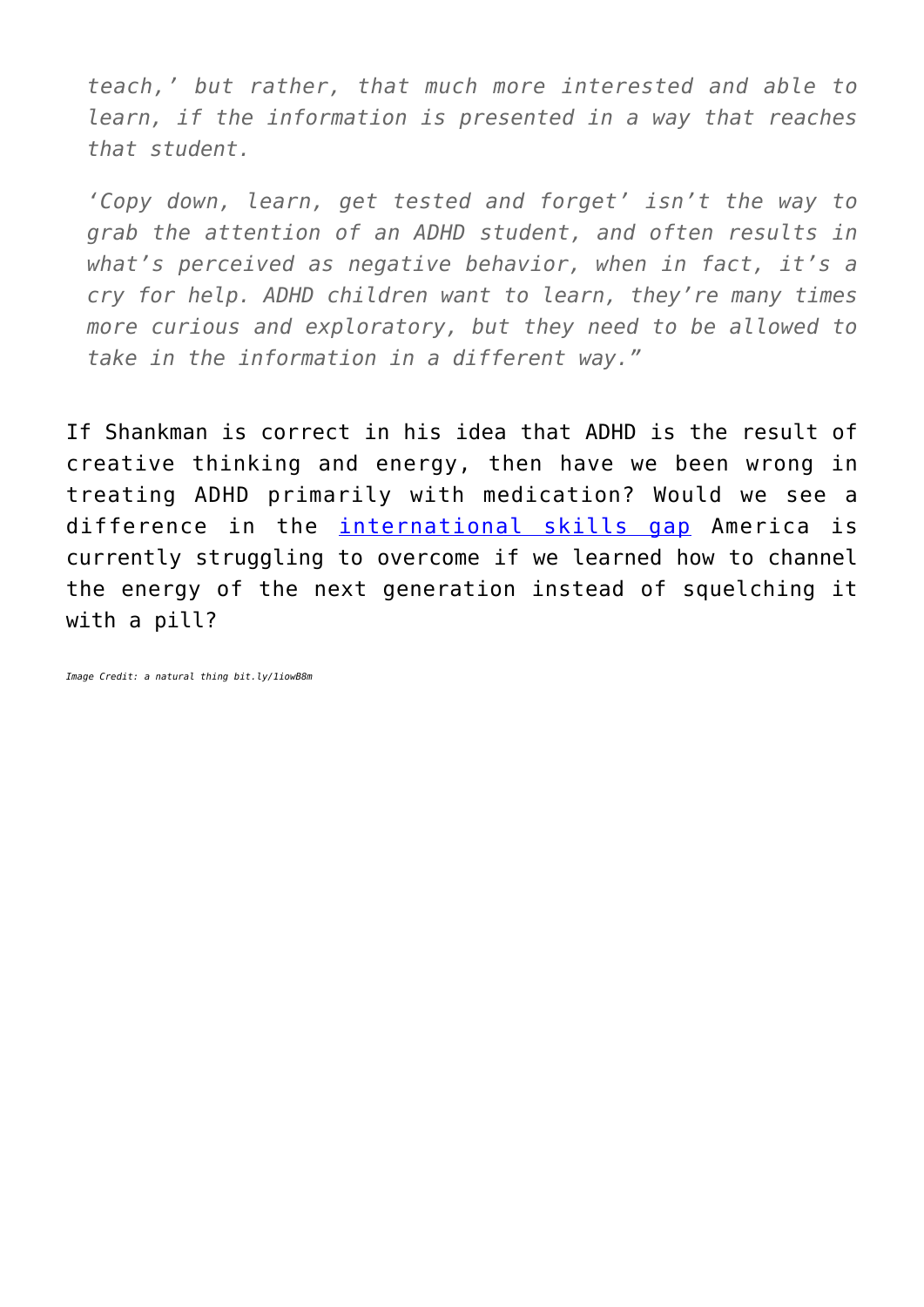> *teach,' but rather, that much more interested and able to learn, if the information is presented in a way that reaches that student.*
>
> *'Copy down, learn, get tested and forget' isn't the way to grab the attention of an ADHD student, and often results in what's perceived as negative behavior, when in fact, it's a cry for help. ADHD children want to learn, they're many times more curious and exploratory, but they need to be allowed to take in the information in a different way."*

If Shankman is correct in his idea that ADHD is the result of creative thinking and energy, then have we been wrong in treating ADHD primarily with medication? Would we see a difference in the international skills gap America is currently struggling to overcome if we learned how to channel the energy of the next generation instead of squelching it with a pill?

*Image Credit: a natural thing bit.ly/1iowB8m*